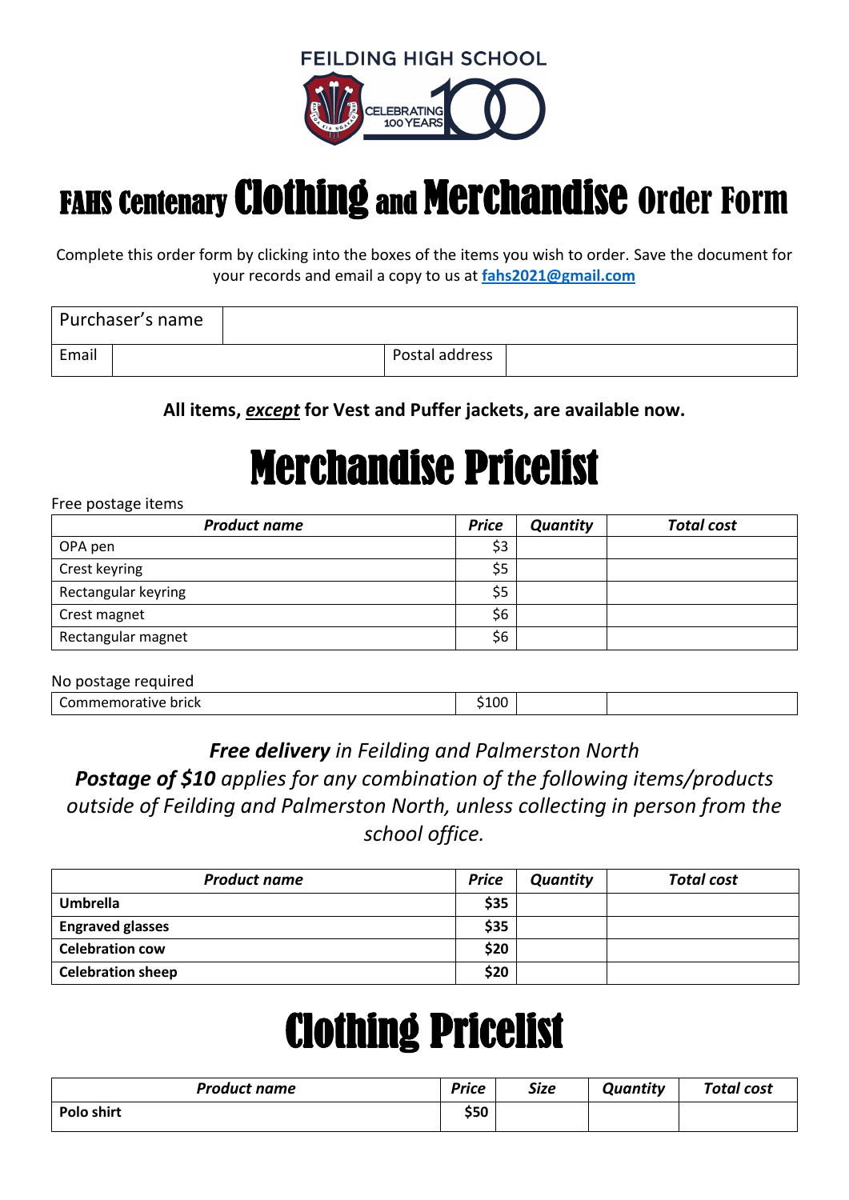FEILDING HIGH SCHOOL

CELEBRATING 100 YEARS

# FAHS Centenary Clothing and Merchandise Order Form

Complete this order form by clicking into the boxes of the items you wish to order. Save the document for your records and email a copy to us at **fahs2021@gmail.com**

| Purchaser's name | | | |
|---|---|---|---|
| Email | | Postal address | |

**All items, *except* for Vest and Puffer jackets, are available now.**

# Merchandise Pricelist

Free postage items

| *Product name* | *Price* | *Quantity* | *Total cost* |
|---|---|---|---|
| OPA pen | $3 | | |
| Crest keyring | $5 | | |
| Rectangular keyring | $5 | | |
| Crest magnet | $6 | | |
| Rectangular magnet | $6 | | |

No postage required

| | | | |
|---|---|---|---|
| Commemorative brick | $100 | | |

***Free delivery*** *in Feilding and Palmerston North*

***Postage of $10*** *applies for any combination of the following items/products outside of Feilding and Palmerston North, unless collecting in person from the school office.*

| *Product name* | *Price* | *Quantity* | *Total cost* |
|---|---|---|---|
| **Umbrella** | **$35** | | |
| **Engraved glasses** | **$35** | | |
| **Celebration cow** | **$20** | | |
| **Celebration sheep** | **$20** | | |

# Clothing Pricelist

| *Product name* | *Price* | *Size* | *Quantity* | *Total cost* |
|---|---|---|---|---|
| **Polo shirt** | **$50** | | | |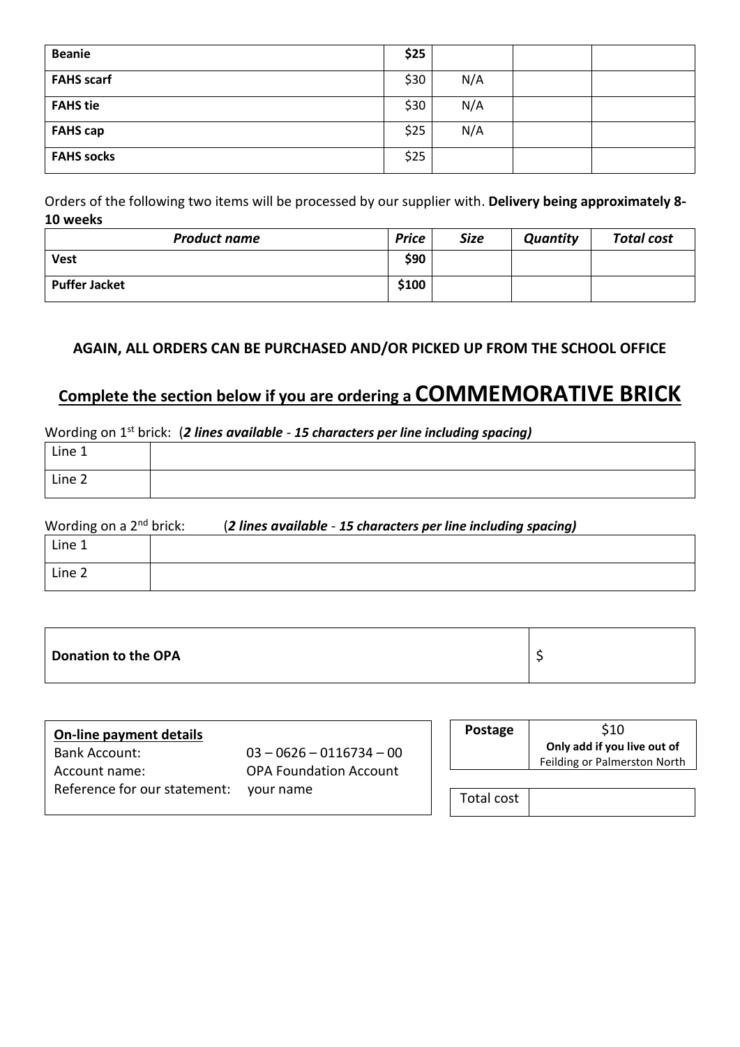| | | | | |
|---|---|---|---|---|
| **Beanie** | **$25** | | | |
| **FAHS scarf** | $30 | N/A | | |
| **FAHS tie** | $30 | N/A | | |
| **FAHS cap** | $25 | N/A | | |
| **FAHS socks** | $25 | | | |

Orders of the following two items will be processed by our supplier with. **Delivery being approximately 8-10 weeks**

| ***Product name*** | ***Price*** | ***Size*** | ***Quantity*** | ***Total cost*** |
|---|---|---|---|---|
| **Vest** | **$90** | | | |
| **Puffer Jacket** | **$100** | | | |

**AGAIN, ALL ORDERS CAN BE PURCHASED AND/OR PICKED UP FROM THE SCHOOL OFFICE**

## Complete the section below if you are ordering a COMMEMORATIVE BRICK

Wording on 1st brick: (***2 lines available** - **15 characters per line including spacing)***

| | |
|---|---|
| Line 1 | |
| Line 2 | |

Wording on a 2nd brick: (***2 lines available** - **15 characters per line including spacing)***

| | |
|---|---|
| Line 1 | |
| Line 2 | |

| | |
|---|---|
| **Donation to the OPA** | $ |

**On-line payment details**
Bank Account: 03 – 0626 – 0116734 – 00
Account name: OPA Foundation Account
Reference for our statement: your name

| | |
|---|---|
| **Postage** | $10 **Only add if you live out of** Feilding or Palmerston North |

| | |
|---|---|
| Total cost | |